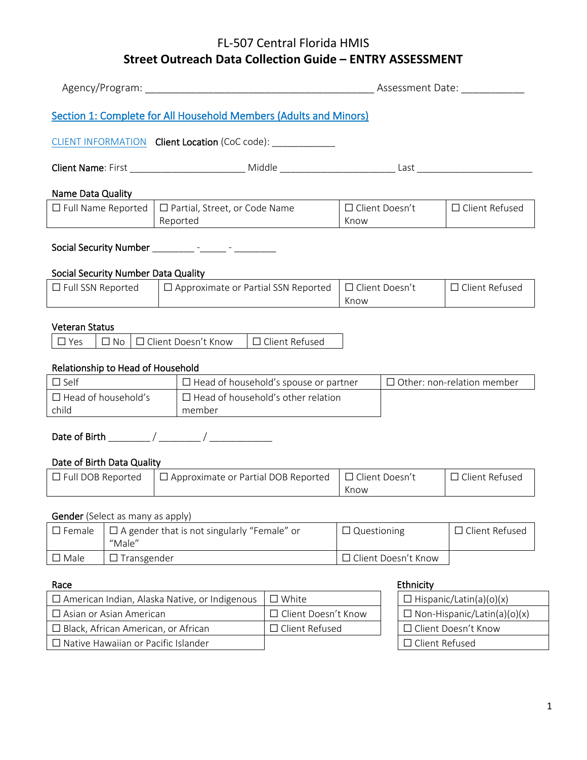# FL-507 Central Florida HMIS
## Street Outreach Data Collection Guide – ENTRY ASSESSMENT

Agency/Program: ________________________________________ Assessment Date: ___________

### Section 1: Complete for All Household Members (Adults and Minors)

CLIENT INFORMATION **Client Location** (CoC code): ____________

**Client Name**: First _____________________ Middle _____________________ Last _____________________

**Name Data Quality**

| ☐ Full Name Reported | ☐ Partial, Street, or Code Name Reported | ☐ Client Doesn't Know | ☐ Client Refused |
|---|---|---|---|

**Social Security Number** ________ -_____ - ________

**Social Security Number Data Quality**

| ☐ Full SSN Reported | ☐ Approximate or Partial SSN Reported | ☐ Client Doesn't Know | ☐ Client Refused |
|---|---|---|---|

**Veteran Status**

| ☐ Yes | ☐ No | ☐ Client Doesn't Know | ☐ Client Refused |
|---|---|---|---|

**Relationship to Head of Household**

| ☐ Self | ☐ Head of household's spouse or partner | ☐ Other: non-relation member |
|---|---|---|
| ☐ Head of household's child | ☐ Head of household's other relation member | |

**Date of Birth** ________ / ________ / ____________

**Date of Birth Data Quality**

| ☐ Full DOB Reported | ☐ Approximate or Partial DOB Reported | ☐ Client Doesn't Know | ☐ Client Refused |
|---|---|---|---|

**Gender** (Select as many as apply)

| ☐ Female | ☐ A gender that is not singularly "Female" or "Male" | ☐ Questioning | ☐ Client Refused |
|---|---|---|---|
| ☐ Male | ☐ Transgender | ☐ Client Doesn't Know | |

**Race**

| ☐ American Indian, Alaska Native, or Indigenous | ☐ White |
|---|---|
| ☐ Asian or Asian American | ☐ Client Doesn't Know |
| ☐ Black, African American, or African | ☐ Client Refused |
| ☐ Native Hawaiian or Pacific Islander | |

**Ethnicity**

| ☐ Hispanic/Latin(a)(o)(x) |
|---|
| ☐ Non-Hispanic/Latin(a)(o)(x) |
| ☐ Client Doesn't Know |
| ☐ Client Refused |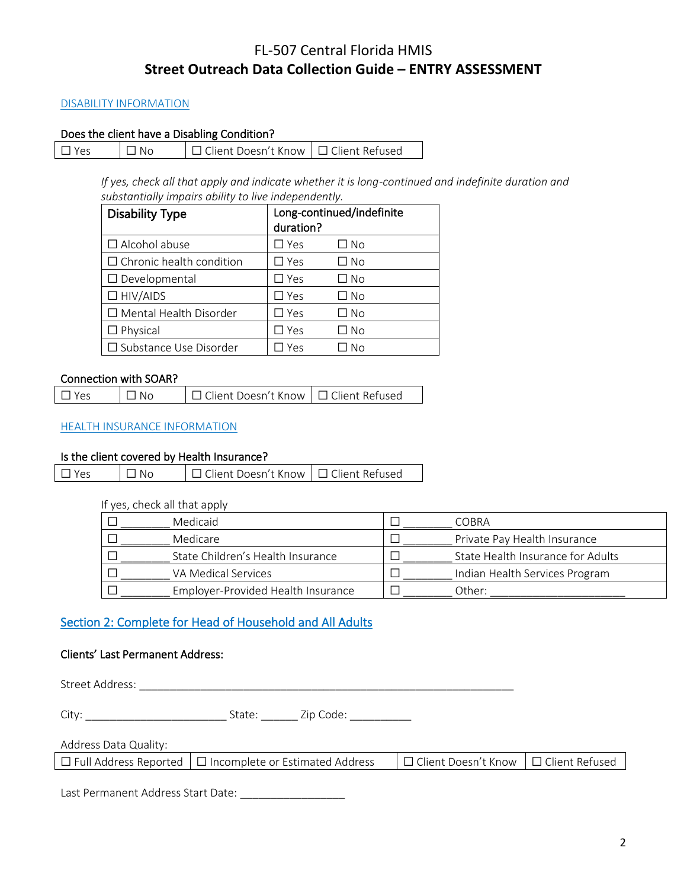# FL-507 Central Florida HMIS

## Street Outreach Data Collection Guide – ENTRY ASSESSMENT

DISABILITY INFORMATION

**Does the client have a Disabling Condition?**

| ☐ Yes | ☐ No | ☐ Client Doesn't Know | ☐ Client Refused |
|---|---|---|---|

*If yes, check all that apply and indicate whether it is long-continued and indefinite duration and substantially impairs ability to live independently.*

| Disability Type | Long-continued/indefinite duration? | |
|---|---|---|
| ☐ Alcohol abuse | ☐ Yes | ☐ No |
| ☐ Chronic health condition | ☐ Yes | ☐ No |
| ☐ Developmental | ☐ Yes | ☐ No |
| ☐ HIV/AIDS | ☐ Yes | ☐ No |
| ☐ Mental Health Disorder | ☐ Yes | ☐ No |
| ☐ Physical | ☐ Yes | ☐ No |
| ☐ Substance Use Disorder | ☐ Yes | ☐ No |

**Connection with SOAR?**

| ☐ Yes | ☐ No | ☐ Client Doesn't Know | ☐ Client Refused |
|---|---|---|---|

HEALTH INSURANCE INFORMATION

**Is the client covered by Health Insurance?**

| ☐ Yes | ☐ No | ☐ Client Doesn't Know | ☐ Client Refused |
|---|---|---|---|

If yes, check all that apply

| | |
|---|---|
| ☐ ________ Medicaid | ☐ ________ COBRA |
| ☐ ________ Medicare | ☐ ________ Private Pay Health Insurance |
| ☐ ________ State Children's Health Insurance | ☐ ________ State Health Insurance for Adults |
| ☐ ________ VA Medical Services | ☐ ________ Indian Health Services Program |
| ☐ ________ Employer-Provided Health Insurance | ☐ ________ Other: ______________________ |

## Section 2: Complete for Head of Household and All Adults

**Clients' Last Permanent Address:**

Street Address: _______________________________________________________________

City: _______________________ State: ______ Zip Code: __________

Address Data Quality:

| ☐ Full Address Reported | ☐ Incomplete or Estimated Address | ☐ Client Doesn't Know | ☐ Client Refused |
|---|---|---|---|

Last Permanent Address Start Date: _________________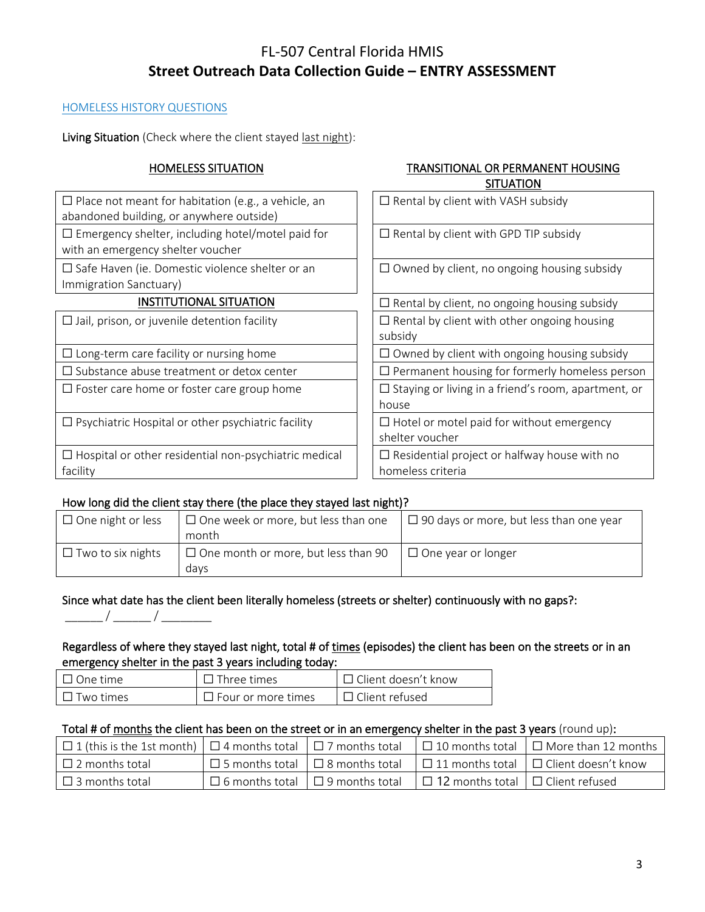# FL-507 Central Florida HMIS
## Street Outreach Data Collection Guide – ENTRY ASSESSMENT

HOMELESS HISTORY QUESTIONS

**Living Situation** (Check where the client stayed last night):

| HOMELESS SITUATION | TRANSITIONAL OR PERMANENT HOUSING SITUATION |
|---|---|
| ☐ Place not meant for habitation (e.g., a vehicle, an abandoned building, or anywhere outside) | ☐ Rental by client with VASH subsidy |
| ☐ Emergency shelter, including hotel/motel paid for with an emergency shelter voucher | ☐ Rental by client with GPD TIP subsidy |
| ☐ Safe Haven (ie. Domestic violence shelter or an Immigration Sanctuary) | ☐ Owned by client, no ongoing housing subsidy |
| **INSTITUTIONAL SITUATION** | ☐ Rental by client, no ongoing housing subsidy |
| ☐ Jail, prison, or juvenile detention facility | ☐ Rental by client with other ongoing housing subsidy |
| ☐ Long-term care facility or nursing home | ☐ Owned by client with ongoing housing subsidy |
| ☐ Substance abuse treatment or detox center | ☐ Permanent housing for formerly homeless person |
| ☐ Foster care home or foster care group home | ☐ Staying or living in a friend's room, apartment, or house |
| ☐ Psychiatric Hospital or other psychiatric facility | ☐ Hotel or motel paid for without emergency shelter voucher |
| ☐ Hospital or other residential non-psychiatric medical facility | ☐ Residential project or halfway house with no homeless criteria |

**How long did the client stay there (the place they stayed last night)?**

| | | |
|---|---|---|
| ☐ One night or less | ☐ One week or more, but less than one month | ☐ 90 days or more, but less than one year |
| ☐ Two to six nights | ☐ One month or more, but less than 90 days | ☐ One year or longer |

**Since what date has the client been literally homeless (streets or shelter) continuously with no gaps?:**

______ / ______ / ________

**Regardless of where they stayed last night, total # of times (episodes) the client has been on the streets or in an emergency shelter in the past 3 years including today:**

| | | |
|---|---|---|
| ☐ One time | ☐ Three times | ☐ Client doesn't know |
| ☐ Two times | ☐ Four or more times | ☐ Client refused |

**Total # of months the client has been on the street or in an emergency shelter in the past 3 years** (round up)**:**

| | | | | |
|---|---|---|---|---|
| ☐ 1 (this is the 1st month) | ☐ 4 months total | ☐ 7 months total | ☐ 10 months total | ☐ More than 12 months |
| ☐ 2 months total | ☐ 5 months total | ☐ 8 months total | ☐ 11 months total | ☐ Client doesn't know |
| ☐ 3 months total | ☐ 6 months total | ☐ 9 months total | ☐ 12 months total | ☐ Client refused |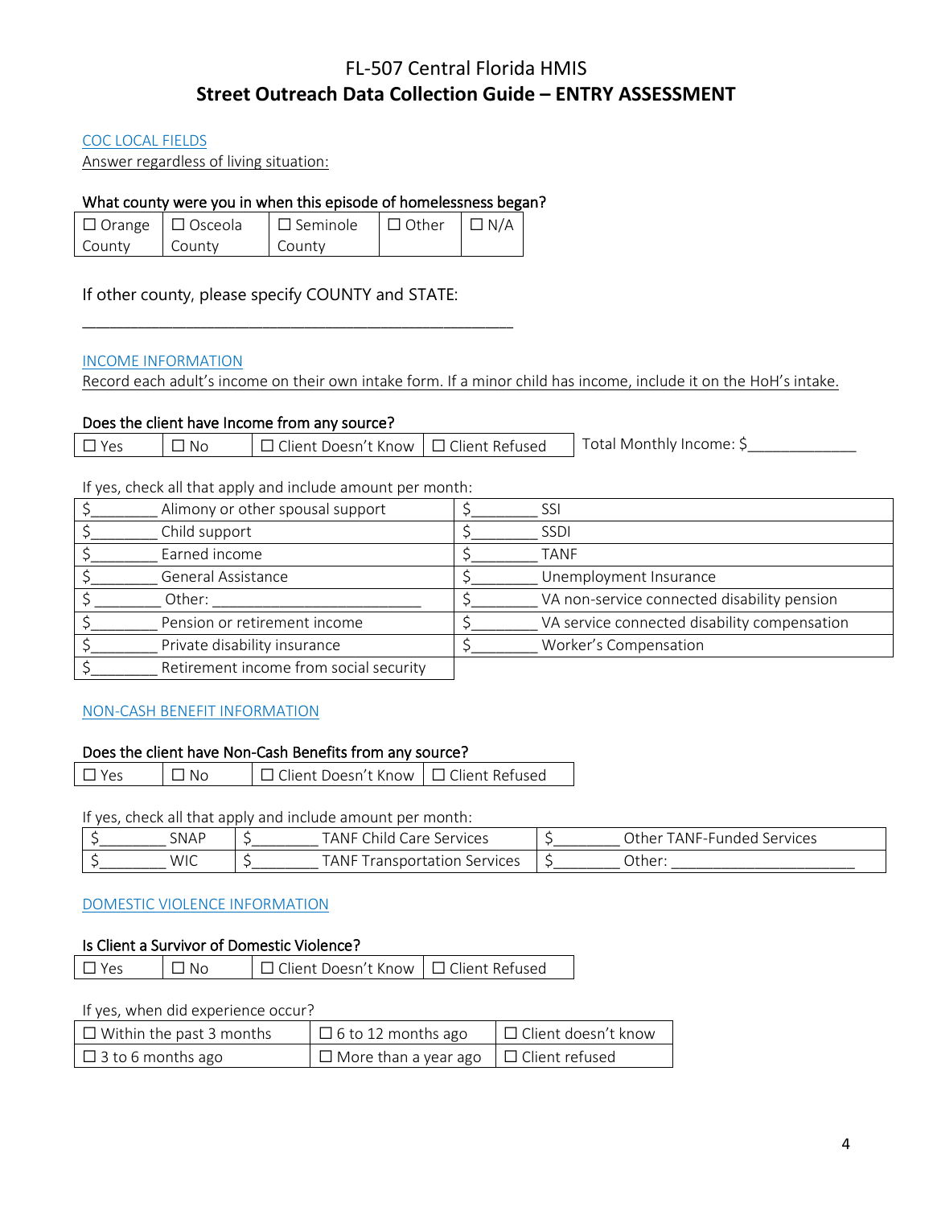# FL-507 Central Florida HMIS

## Street Outreach Data Collection Guide – ENTRY ASSESSMENT

### COC LOCAL FIELDS

Answer regardless of living situation:

**What county were you in when this episode of homelessness began?**

| ☐ Orange County | ☐ Osceola County | ☐ Seminole County | ☐ Other | ☐ N/A |
|---|---|---|---|---|

If other county, please specify COUNTY and STATE:

_______________________________________________

### INCOME INFORMATION

Record each adult's income on their own intake form. If a minor child has income, include it on the HoH's intake.

**Does the client have Income from any source?**

| ☐ Yes | ☐ No | ☐ Client Doesn't Know | ☐ Client Refused |
|---|---|---|---|

Total Monthly Income: $____________

If yes, check all that apply and include amount per month:

| | |
|---|---|
| $________ Alimony or other spousal support | $________ SSI |
| $________ Child support | $________ SSDI |
| $________ Earned income | $________ TANF |
| $________ General Assistance | $________ Unemployment Insurance |
| $________ Other: ________________________ | $________ VA non-service connected disability pension |
| $________ Pension or retirement income | $________ VA service connected disability compensation |
| $________ Private disability insurance | $________ Worker's Compensation |
| $________ Retirement income from social security | |

### NON-CASH BENEFIT INFORMATION

**Does the client have Non-Cash Benefits from any source?**

| ☐ Yes | ☐ No | ☐ Client Doesn't Know | ☐ Client Refused |
|---|---|---|---|

If yes, check all that apply and include amount per month:

| | | |
|---|---|---|
| $________ SNAP | $________ TANF Child Care Services | $________ Other TANF-Funded Services |
| $________ WIC | $________ TANF Transportation Services | $________ Other: ______________________ |

### DOMESTIC VIOLENCE INFORMATION

**Is Client a Survivor of Domestic Violence?**

| ☐ Yes | ☐ No | ☐ Client Doesn't Know | ☐ Client Refused |
|---|---|---|---|

If yes, when did experience occur?

| | | |
|---|---|---|
| ☐ Within the past 3 months | ☐ 6 to 12 months ago | ☐ Client doesn't know |
| ☐ 3 to 6 months ago | ☐ More than a year ago | ☐ Client refused |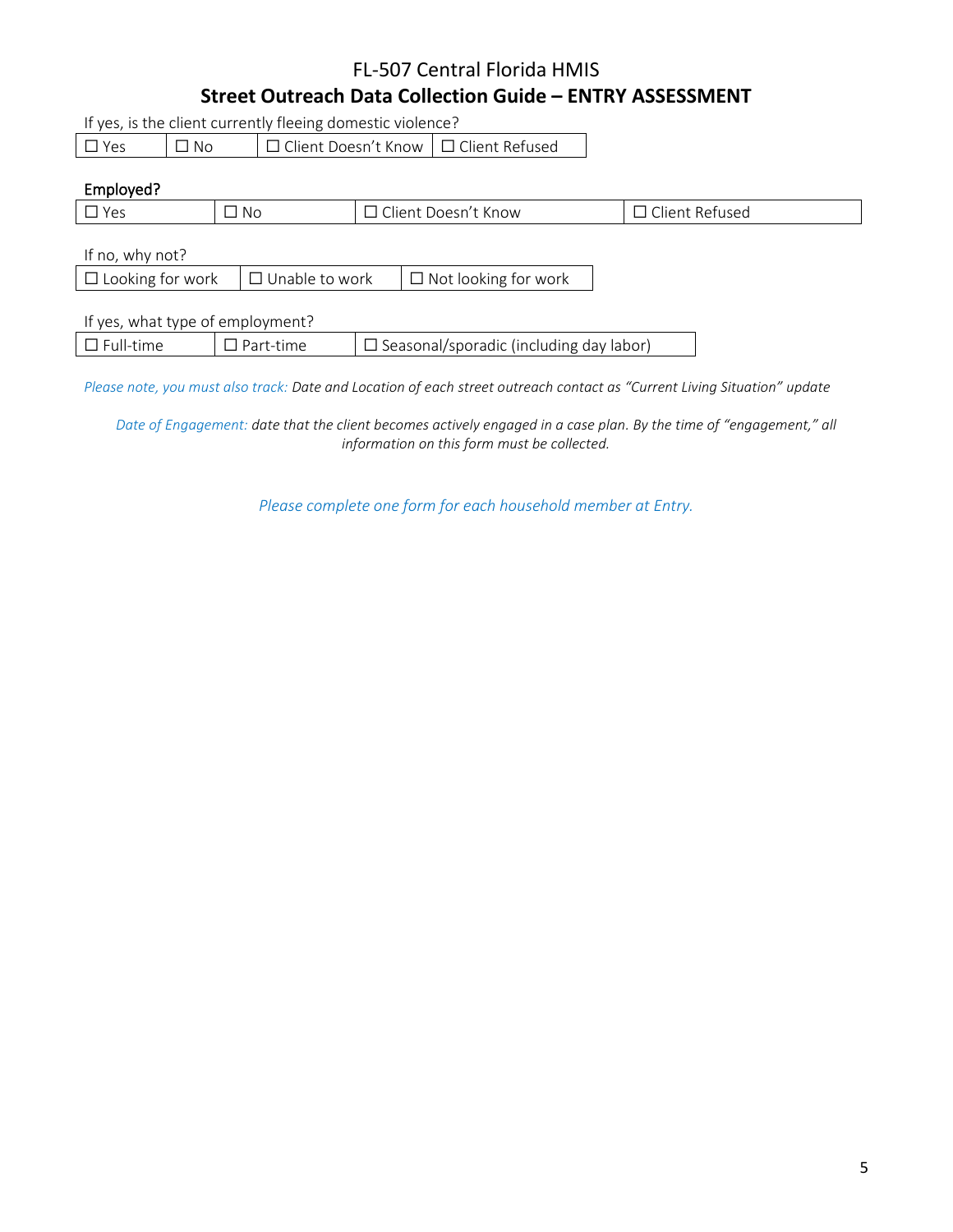FL-507 Central Florida HMIS

## Street Outreach Data Collection Guide – ENTRY ASSESSMENT

If yes, is the client currently fleeing domestic violence?

| | | | |
|---|---|---|---|
| ☐ Yes | ☐ No | ☐ Client Doesn't Know | ☐ Client Refused |

**Employed?**

| | | | |
|---|---|---|---|
| ☐ Yes | ☐ No | ☐ Client Doesn't Know | ☐ Client Refused |

If no, why not?

| | | |
|---|---|---|
| ☐ Looking for work | ☐ Unable to work | ☐ Not looking for work |

If yes, what type of employment?

| | | |
|---|---|---|
| ☐ Full-time | ☐ Part-time | ☐ Seasonal/sporadic (including day labor) |

*Please note, you must also track: Date and Location of each street outreach contact as "Current Living Situation" update*

*Date of Engagement: date that the client becomes actively engaged in a case plan. By the time of "engagement," all information on this form must be collected.*

*Please complete one form for each household member at Entry.*